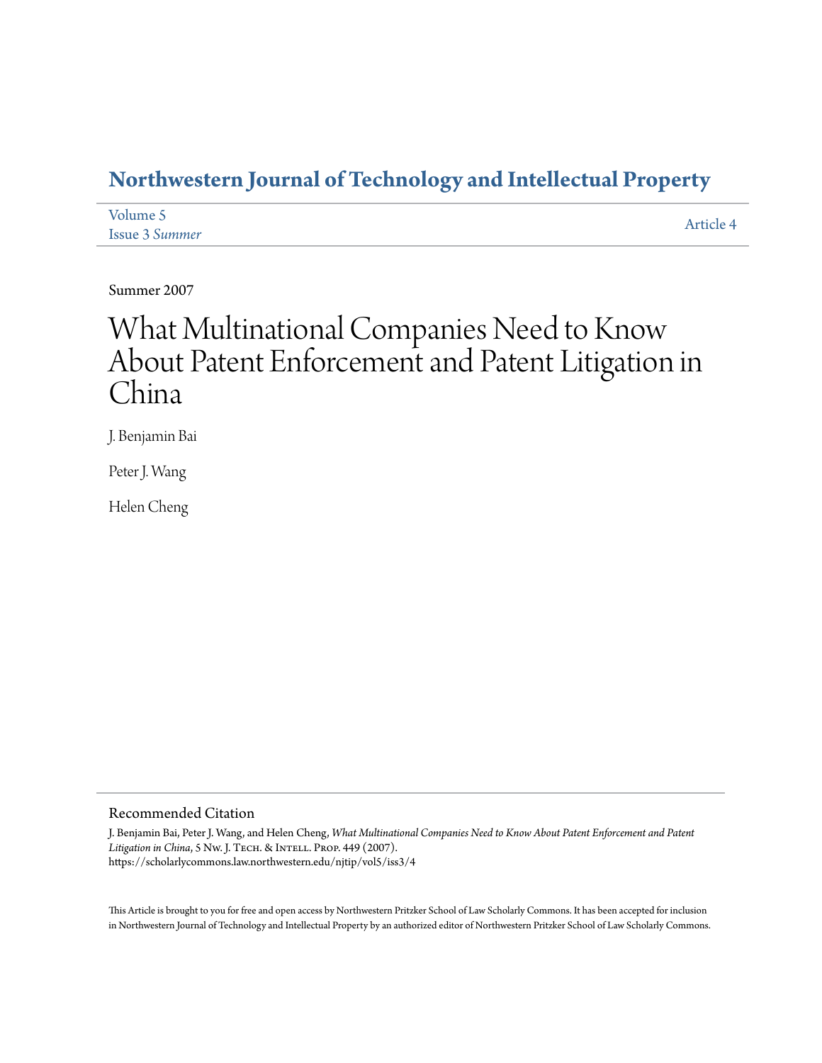# Northwestern Journal of Technology and Intellectual Property

Volume 5
Issue 3 *Summer*

Article 4

Summer 2007

# What Multinational Companies Need to Know About Patent Enforcement and Patent Litigation in China

J. Benjamin Bai

Peter J. Wang

Helen Cheng

## Recommended Citation

J. Benjamin Bai, Peter J. Wang, and Helen Cheng, *What Multinational Companies Need to Know About Patent Enforcement and Patent Litigation in China*, 5 Nw. J. Tech. & Intell. Prop. 449 (2007).
https://scholarlycommons.law.northwestern.edu/njtip/vol5/iss3/4

This Article is brought to you for free and open access by Northwestern Pritzker School of Law Scholarly Commons. It has been accepted for inclusion in Northwestern Journal of Technology and Intellectual Property by an authorized editor of Northwestern Pritzker School of Law Scholarly Commons.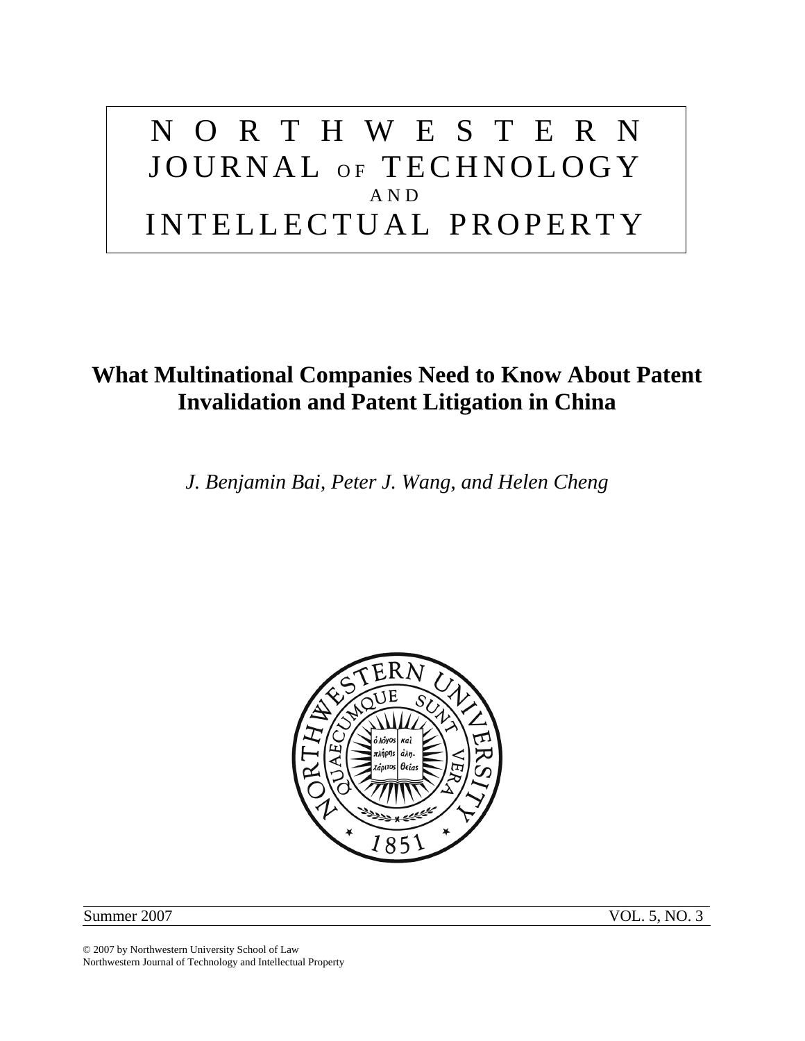# NORTHWESTERN JOURNAL OF TECHNOLOGY AND INTELLECTUAL PROPERTY

## What Multinational Companies Need to Know About Patent Invalidation and Patent Litigation in China

*J. Benjamin Bai, Peter J. Wang, and Helen Cheng*

Summer 2007 VOL. 5, NO. 3

© 2007 by Northwestern University School of Law
Northwestern Journal of Technology and Intellectual Property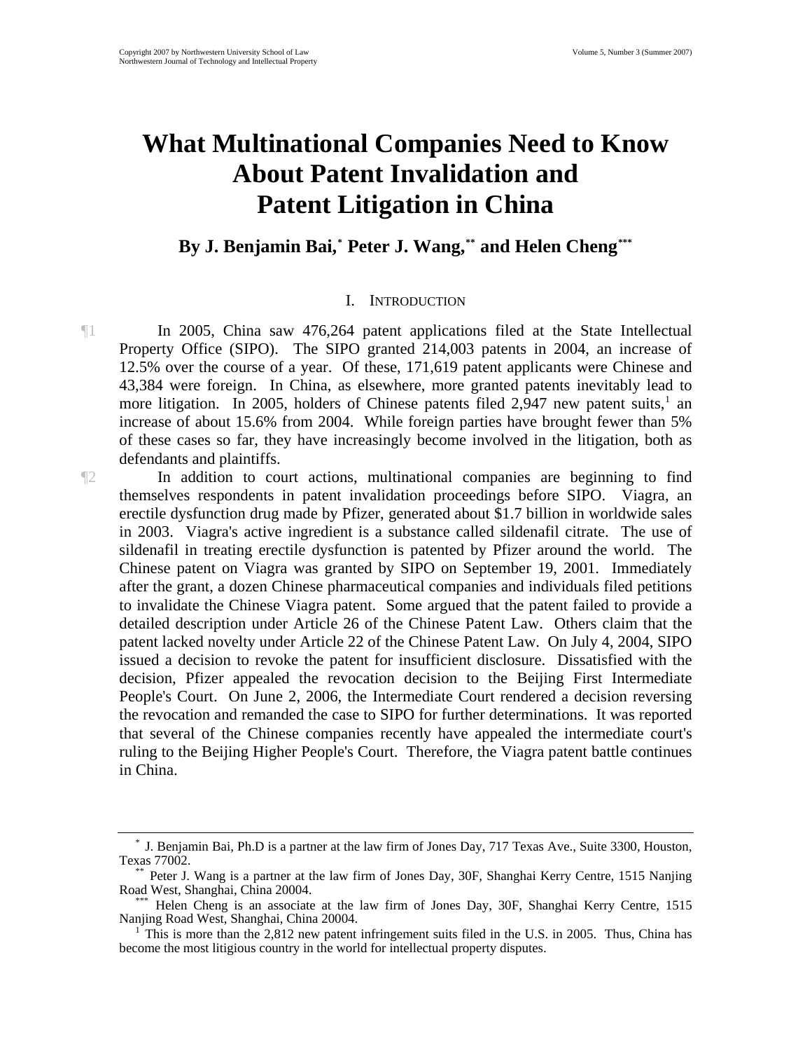# What Multinational Companies Need to Know About Patent Invalidation and Patent Litigation in China

**By J. Benjamin Bai,[*] Peter J. Wang,[**] and Helen Cheng[***]**

## I. Introduction

¶1 In 2005, China saw 476,264 patent applications filed at the State Intellectual Property Office (SIPO). The SIPO granted 214,003 patents in 2004, an increase of 12.5% over the course of a year. Of these, 171,619 patent applicants were Chinese and 43,384 were foreign. In China, as elsewhere, more granted patents inevitably lead to more litigation. In 2005, holders of Chinese patents filed 2,947 new patent suits,[1] an increase of about 15.6% from 2004. While foreign parties have brought fewer than 5% of these cases so far, they have increasingly become involved in the litigation, both as defendants and plaintiffs.

¶2 In addition to court actions, multinational companies are beginning to find themselves respondents in patent invalidation proceedings before SIPO. Viagra, an erectile dysfunction drug made by Pfizer, generated about $1.7 billion in worldwide sales in 2003. Viagra's active ingredient is a substance called sildenafil citrate. The use of sildenafil in treating erectile dysfunction is patented by Pfizer around the world. The Chinese patent on Viagra was granted by SIPO on September 19, 2001. Immediately after the grant, a dozen Chinese pharmaceutical companies and individuals filed petitions to invalidate the Chinese Viagra patent. Some argued that the patent failed to provide a detailed description under Article 26 of the Chinese Patent Law. Others claim that the patent lacked novelty under Article 22 of the Chinese Patent Law. On July 4, 2004, SIPO issued a decision to revoke the patent for insufficient disclosure. Dissatisfied with the decision, Pfizer appealed the revocation decision to the Beijing First Intermediate People's Court. On June 2, 2006, the Intermediate Court rendered a decision reversing the revocation and remanded the case to SIPO for further determinations. It was reported that several of the Chinese companies recently have appealed the intermediate court's ruling to the Beijing Higher People's Court. Therefore, the Viagra patent battle continues in China.

---

[*] J. Benjamin Bai, Ph.D is a partner at the law firm of Jones Day, 717 Texas Ave., Suite 3300, Houston, Texas 77002.

[**] Peter J. Wang is a partner at the law firm of Jones Day, 30F, Shanghai Kerry Centre, 1515 Nanjing Road West, Shanghai, China 20004.

[***] Helen Cheng is an associate at the law firm of Jones Day, 30F, Shanghai Kerry Centre, 1515 Nanjing Road West, Shanghai, China 20004.

[1] This is more than the 2,812 new patent infringement suits filed in the U.S. in 2005. Thus, China has become the most litigious country in the world for intellectual property disputes.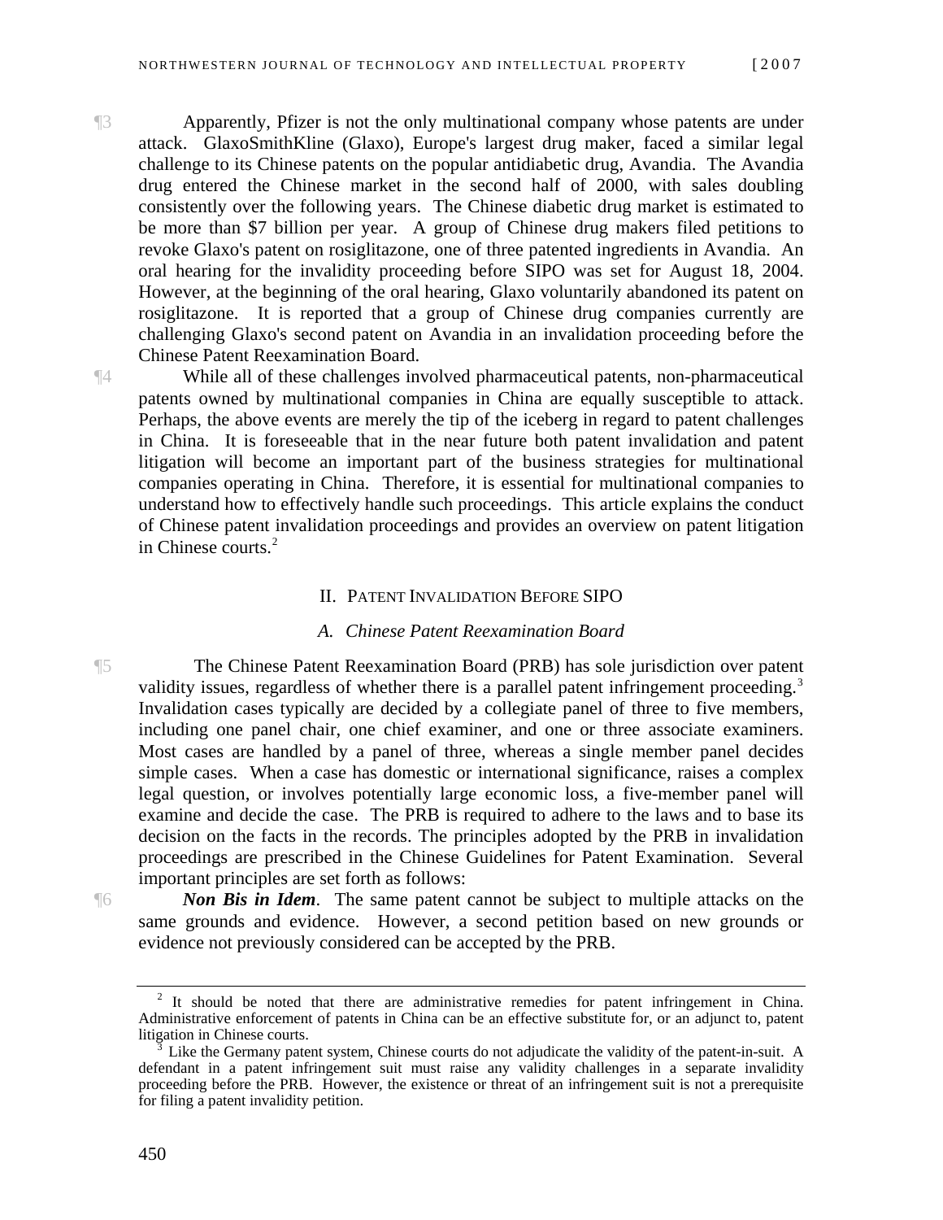¶3 Apparently, Pfizer is not the only multinational company whose patents are under attack. GlaxoSmithKline (Glaxo), Europe's largest drug maker, faced a similar legal challenge to its Chinese patents on the popular antidiabetic drug, Avandia. The Avandia drug entered the Chinese market in the second half of 2000, with sales doubling consistently over the following years. The Chinese diabetic drug market is estimated to be more than $7 billion per year. A group of Chinese drug makers filed petitions to revoke Glaxo's patent on rosiglitazone, one of three patented ingredients in Avandia. An oral hearing for the invalidity proceeding before SIPO was set for August 18, 2004. However, at the beginning of the oral hearing, Glaxo voluntarily abandoned its patent on rosiglitazone. It is reported that a group of Chinese drug companies currently are challenging Glaxo's second patent on Avandia in an invalidation proceeding before the Chinese Patent Reexamination Board.

¶4 While all of these challenges involved pharmaceutical patents, non-pharmaceutical patents owned by multinational companies in China are equally susceptible to attack. Perhaps, the above events are merely the tip of the iceberg in regard to patent challenges in China. It is foreseeable that in the near future both patent invalidation and patent litigation will become an important part of the business strategies for multinational companies operating in China. Therefore, it is essential for multinational companies to understand how to effectively handle such proceedings. This article explains the conduct of Chinese patent invalidation proceedings and provides an overview on patent litigation in Chinese courts.[2]

## II. Patent Invalidation Before SIPO

### A. Chinese Patent Reexamination Board

¶5 The Chinese Patent Reexamination Board (PRB) has sole jurisdiction over patent validity issues, regardless of whether there is a parallel patent infringement proceeding.[3] Invalidation cases typically are decided by a collegiate panel of three to five members, including one panel chair, one chief examiner, and one or three associate examiners. Most cases are handled by a panel of three, whereas a single member panel decides simple cases. When a case has domestic or international significance, raises a complex legal question, or involves potentially large economic loss, a five-member panel will examine and decide the case. The PRB is required to adhere to the laws and to base its decision on the facts in the records. The principles adopted by the PRB in invalidation proceedings are prescribed in the Chinese Guidelines for Patent Examination. Several important principles are set forth as follows:

¶6 ***Non Bis in Idem***. The same patent cannot be subject to multiple attacks on the same grounds and evidence. However, a second petition based on new grounds or evidence not previously considered can be accepted by the PRB.

---

[2] It should be noted that there are administrative remedies for patent infringement in China. Administrative enforcement of patents in China can be an effective substitute for, or an adjunct to, patent litigation in Chinese courts.

[3] Like the Germany patent system, Chinese courts do not adjudicate the validity of the patent-in-suit. A defendant in a patent infringement suit must raise any validity challenges in a separate invalidity proceeding before the PRB. However, the existence or threat of an infringement suit is not a prerequisite for filing a patent invalidity petition.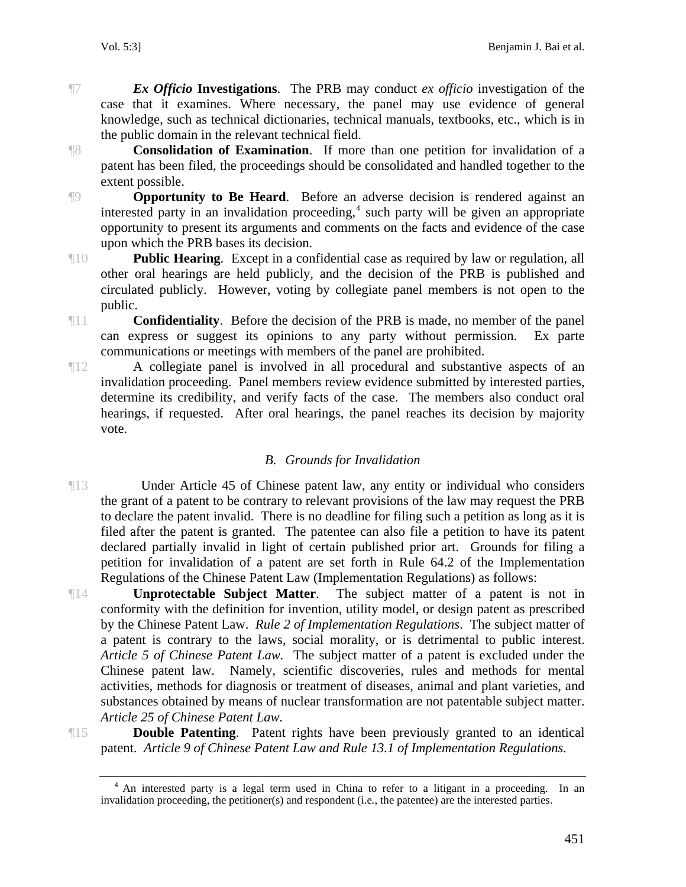¶7 ***Ex Officio* Investigations**. The PRB may conduct *ex officio* investigation of the case that it examines. Where necessary, the panel may use evidence of general knowledge, such as technical dictionaries, technical manuals, textbooks, etc., which is in the public domain in the relevant technical field.

¶8 **Consolidation of Examination**. If more than one petition for invalidation of a patent has been filed, the proceedings should be consolidated and handled together to the extent possible.

¶9 **Opportunity to Be Heard**. Before an adverse decision is rendered against an interested party in an invalidation proceeding,[4] such party will be given an appropriate opportunity to present its arguments and comments on the facts and evidence of the case upon which the PRB bases its decision.

¶10 **Public Hearing**. Except in a confidential case as required by law or regulation, all other oral hearings are held publicly, and the decision of the PRB is published and circulated publicly. However, voting by collegiate panel members is not open to the public.

¶11 **Confidentiality**. Before the decision of the PRB is made, no member of the panel can express or suggest its opinions to any party without permission. Ex parte communications or meetings with members of the panel are prohibited.

¶12 A collegiate panel is involved in all procedural and substantive aspects of an invalidation proceeding. Panel members review evidence submitted by interested parties, determine its credibility, and verify facts of the case. The members also conduct oral hearings, if requested. After oral hearings, the panel reaches its decision by majority vote.

### *B. Grounds for Invalidation*

¶13 Under Article 45 of Chinese patent law, any entity or individual who considers the grant of a patent to be contrary to relevant provisions of the law may request the PRB to declare the patent invalid. There is no deadline for filing such a petition as long as it is filed after the patent is granted. The patentee can also file a petition to have its patent declared partially invalid in light of certain published prior art. Grounds for filing a petition for invalidation of a patent are set forth in Rule 64.2 of the Implementation Regulations of the Chinese Patent Law (Implementation Regulations) as follows:

¶14 **Unprotectable Subject Matter**. The subject matter of a patent is not in conformity with the definition for invention, utility model, or design patent as prescribed by the Chinese Patent Law. *Rule 2 of Implementation Regulations*. The subject matter of a patent is contrary to the laws, social morality, or is detrimental to public interest. *Article 5 of Chinese Patent Law.* The subject matter of a patent is excluded under the Chinese patent law. Namely, scientific discoveries, rules and methods for mental activities, methods for diagnosis or treatment of diseases, animal and plant varieties, and substances obtained by means of nuclear transformation are not patentable subject matter. *Article 25 of Chinese Patent Law.*

¶15 **Double Patenting**. Patent rights have been previously granted to an identical patent. *Article 9 of Chinese Patent Law and Rule 13.1 of Implementation Regulations.*

---

[4] An interested party is a legal term used in China to refer to a litigant in a proceeding. In an invalidation proceeding, the petitioner(s) and respondent (i.e., the patentee) are the interested parties.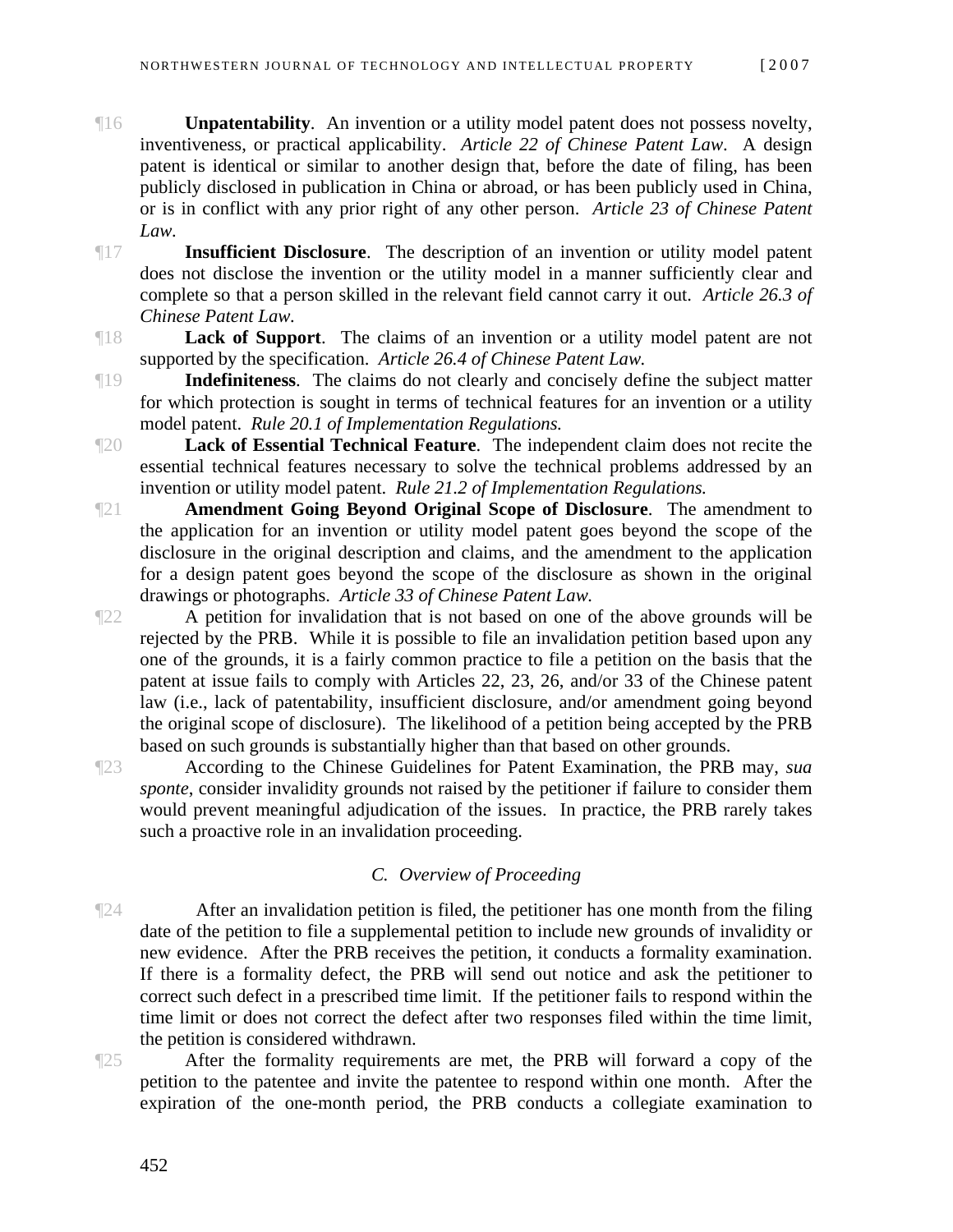¶16 **Unpatentability**. An invention or a utility model patent does not possess novelty, inventiveness, or practical applicability. *Article 22 of Chinese Patent Law*. A design patent is identical or similar to another design that, before the date of filing, has been publicly disclosed in publication in China or abroad, or has been publicly used in China, or is in conflict with any prior right of any other person. *Article 23 of Chinese Patent Law.*

¶17 **Insufficient Disclosure**. The description of an invention or utility model patent does not disclose the invention or the utility model in a manner sufficiently clear and complete so that a person skilled in the relevant field cannot carry it out. *Article 26.3 of Chinese Patent Law.*

¶18 **Lack of Support**. The claims of an invention or a utility model patent are not supported by the specification. *Article 26.4 of Chinese Patent Law.*

¶19 **Indefiniteness**. The claims do not clearly and concisely define the subject matter for which protection is sought in terms of technical features for an invention or a utility model patent. *Rule 20.1 of Implementation Regulations.*

¶20 **Lack of Essential Technical Feature**. The independent claim does not recite the essential technical features necessary to solve the technical problems addressed by an invention or utility model patent. *Rule 21.2 of Implementation Regulations.*

¶21 **Amendment Going Beyond Original Scope of Disclosure**. The amendment to the application for an invention or utility model patent goes beyond the scope of the disclosure in the original description and claims, and the amendment to the application for a design patent goes beyond the scope of the disclosure as shown in the original drawings or photographs. *Article 33 of Chinese Patent Law.*

¶22 A petition for invalidation that is not based on one of the above grounds will be rejected by the PRB. While it is possible to file an invalidation petition based upon any one of the grounds, it is a fairly common practice to file a petition on the basis that the patent at issue fails to comply with Articles 22, 23, 26, and/or 33 of the Chinese patent law (i.e., lack of patentability, insufficient disclosure, and/or amendment going beyond the original scope of disclosure). The likelihood of a petition being accepted by the PRB based on such grounds is substantially higher than that based on other grounds.

¶23 According to the Chinese Guidelines for Patent Examination, the PRB may, *sua sponte*, consider invalidity grounds not raised by the petitioner if failure to consider them would prevent meaningful adjudication of the issues. In practice, the PRB rarely takes such a proactive role in an invalidation proceeding.

### *C. Overview of Proceeding*

¶24 After an invalidation petition is filed, the petitioner has one month from the filing date of the petition to file a supplemental petition to include new grounds of invalidity or new evidence. After the PRB receives the petition, it conducts a formality examination. If there is a formality defect, the PRB will send out notice and ask the petitioner to correct such defect in a prescribed time limit. If the petitioner fails to respond within the time limit or does not correct the defect after two responses filed within the time limit, the petition is considered withdrawn.

¶25 After the formality requirements are met, the PRB will forward a copy of the petition to the patentee and invite the patentee to respond within one month. After the expiration of the one-month period, the PRB conducts a collegiate examination to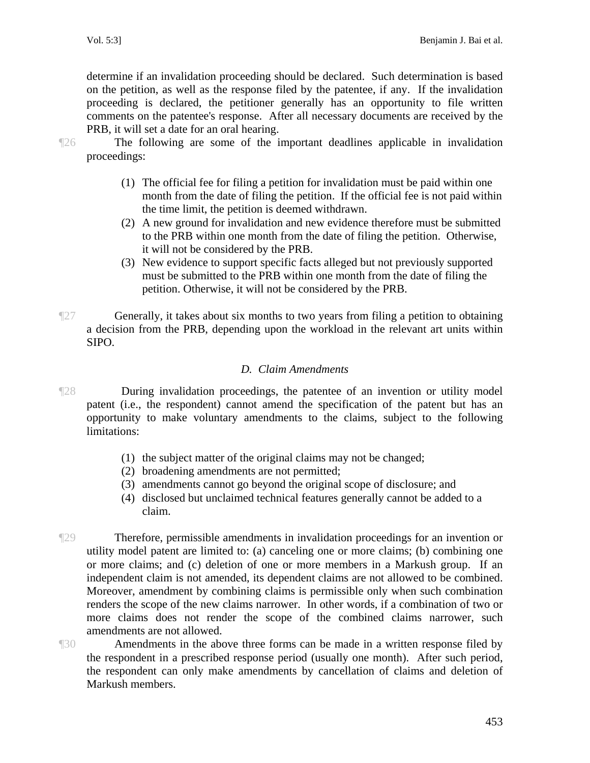determine if an invalidation proceeding should be declared. Such determination is based on the petition, as well as the response filed by the patentee, if any. If the invalidation proceeding is declared, the petitioner generally has an opportunity to file written comments on the patentee's response. After all necessary documents are received by the PRB, it will set a date for an oral hearing.

¶26 The following are some of the important deadlines applicable in invalidation proceedings:

(1) The official fee for filing a petition for invalidation must be paid within one month from the date of filing the petition. If the official fee is not paid within the time limit, the petition is deemed withdrawn.
(2) A new ground for invalidation and new evidence therefore must be submitted to the PRB within one month from the date of filing the petition. Otherwise, it will not be considered by the PRB.
(3) New evidence to support specific facts alleged but not previously supported must be submitted to the PRB within one month from the date of filing the petition. Otherwise, it will not be considered by the PRB.

¶27 Generally, it takes about six months to two years from filing a petition to obtaining a decision from the PRB, depending upon the workload in the relevant art units within SIPO.

### *D. Claim Amendments*

¶28 During invalidation proceedings, the patentee of an invention or utility model patent (i.e., the respondent) cannot amend the specification of the patent but has an opportunity to make voluntary amendments to the claims, subject to the following limitations:

(1) the subject matter of the original claims may not be changed;
(2) broadening amendments are not permitted;
(3) amendments cannot go beyond the original scope of disclosure; and
(4) disclosed but unclaimed technical features generally cannot be added to a claim.

¶29 Therefore, permissible amendments in invalidation proceedings for an invention or utility model patent are limited to: (a) canceling one or more claims; (b) combining one or more claims; and (c) deletion of one or more members in a Markush group. If an independent claim is not amended, its dependent claims are not allowed to be combined. Moreover, amendment by combining claims is permissible only when such combination renders the scope of the new claims narrower. In other words, if a combination of two or more claims does not render the scope of the combined claims narrower, such amendments are not allowed.

¶30 Amendments in the above three forms can be made in a written response filed by the respondent in a prescribed response period (usually one month). After such period, the respondent can only make amendments by cancellation of claims and deletion of Markush members.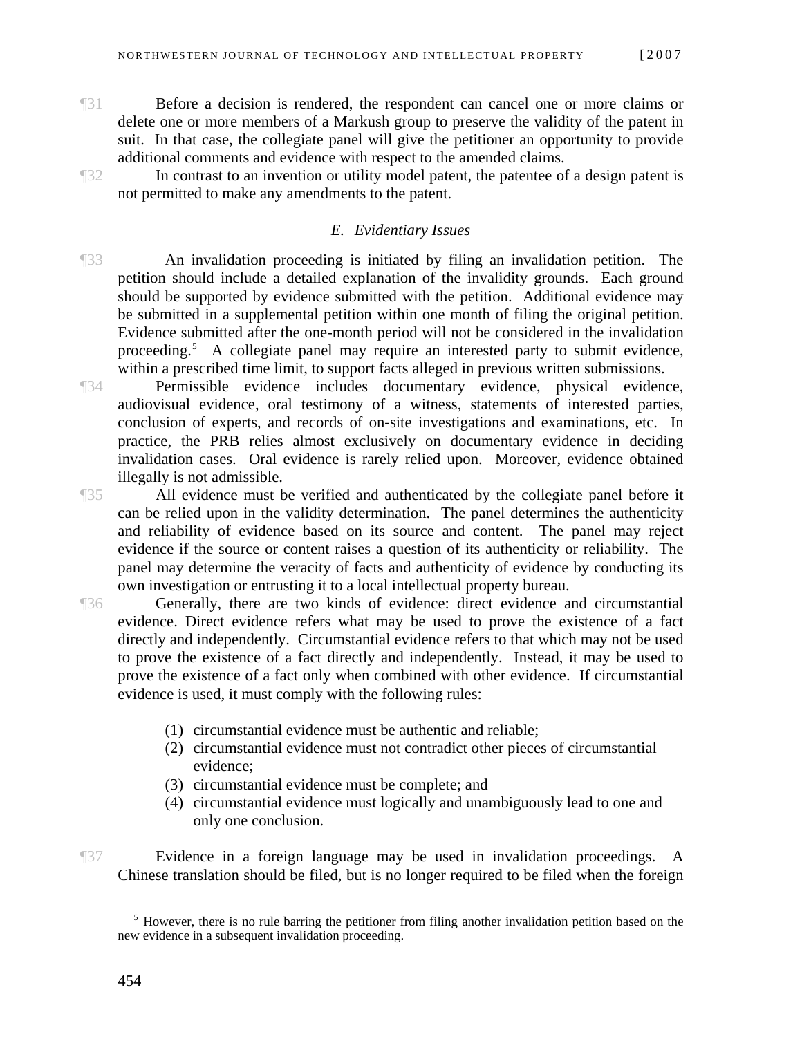¶31 Before a decision is rendered, the respondent can cancel one or more claims or delete one or more members of a Markush group to preserve the validity of the patent in suit. In that case, the collegiate panel will give the petitioner an opportunity to provide additional comments and evidence with respect to the amended claims.

¶32 In contrast to an invention or utility model patent, the patentee of a design patent is not permitted to make any amendments to the patent.

### *E. Evidentiary Issues*

¶33 An invalidation proceeding is initiated by filing an invalidation petition. The petition should include a detailed explanation of the invalidity grounds. Each ground should be supported by evidence submitted with the petition. Additional evidence may be submitted in a supplemental petition within one month of filing the original petition. Evidence submitted after the one-month period will not be considered in the invalidation proceeding.[5] A collegiate panel may require an interested party to submit evidence, within a prescribed time limit, to support facts alleged in previous written submissions.

¶34 Permissible evidence includes documentary evidence, physical evidence, audiovisual evidence, oral testimony of a witness, statements of interested parties, conclusion of experts, and records of on-site investigations and examinations, etc. In practice, the PRB relies almost exclusively on documentary evidence in deciding invalidation cases. Oral evidence is rarely relied upon. Moreover, evidence obtained illegally is not admissible.

¶35 All evidence must be verified and authenticated by the collegiate panel before it can be relied upon in the validity determination. The panel determines the authenticity and reliability of evidence based on its source and content. The panel may reject evidence if the source or content raises a question of its authenticity or reliability. The panel may determine the veracity of facts and authenticity of evidence by conducting its own investigation or entrusting it to a local intellectual property bureau.

¶36 Generally, there are two kinds of evidence: direct evidence and circumstantial evidence. Direct evidence refers what may be used to prove the existence of a fact directly and independently. Circumstantial evidence refers to that which may not be used to prove the existence of a fact directly and independently. Instead, it may be used to prove the existence of a fact only when combined with other evidence. If circumstantial evidence is used, it must comply with the following rules:

1. circumstantial evidence must be authentic and reliable;
2. circumstantial evidence must not contradict other pieces of circumstantial evidence;
3. circumstantial evidence must be complete; and
4. circumstantial evidence must logically and unambiguously lead to one and only one conclusion.

¶37 Evidence in a foreign language may be used in invalidation proceedings. A Chinese translation should be filed, but is no longer required to be filed when the foreign

---

[5] However, there is no rule barring the petitioner from filing another invalidation petition based on the new evidence in a subsequent invalidation proceeding.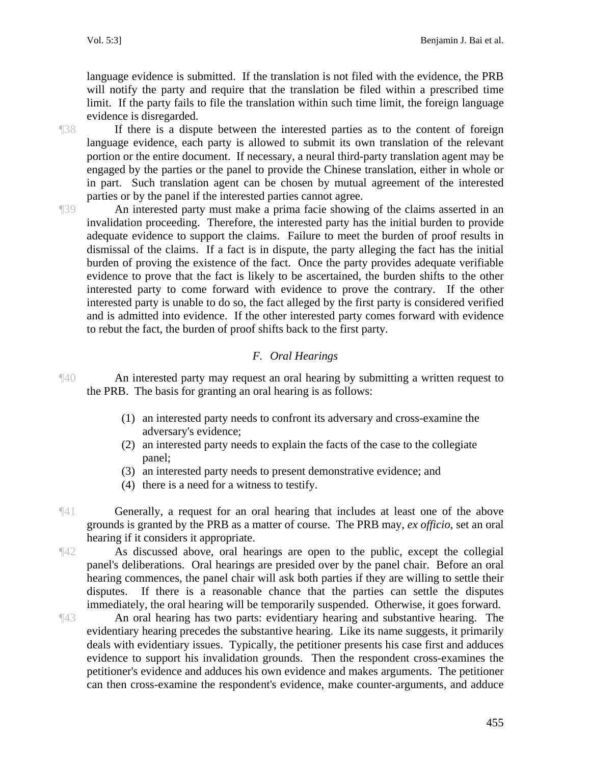language evidence is submitted. If the translation is not filed with the evidence, the PRB will notify the party and require that the translation be filed within a prescribed time limit. If the party fails to file the translation within such time limit, the foreign language evidence is disregarded.

¶38 If there is a dispute between the interested parties as to the content of foreign language evidence, each party is allowed to submit its own translation of the relevant portion or the entire document. If necessary, a neural third-party translation agent may be engaged by the parties or the panel to provide the Chinese translation, either in whole or in part. Such translation agent can be chosen by mutual agreement of the interested parties or by the panel if the interested parties cannot agree.

¶39 An interested party must make a prima facie showing of the claims asserted in an invalidation proceeding. Therefore, the interested party has the initial burden to provide adequate evidence to support the claims. Failure to meet the burden of proof results in dismissal of the claims. If a fact is in dispute, the party alleging the fact has the initial burden of proving the existence of the fact. Once the party provides adequate verifiable evidence to prove that the fact is likely to be ascertained, the burden shifts to the other interested party to come forward with evidence to prove the contrary. If the other interested party is unable to do so, the fact alleged by the first party is considered verified and is admitted into evidence. If the other interested party comes forward with evidence to rebut the fact, the burden of proof shifts back to the first party.

### *F. Oral Hearings*

¶40 An interested party may request an oral hearing by submitting a written request to the PRB. The basis for granting an oral hearing is as follows:

(1) an interested party needs to confront its adversary and cross-examine the adversary's evidence;
(2) an interested party needs to explain the facts of the case to the collegiate panel;
(3) an interested party needs to present demonstrative evidence; and
(4) there is a need for a witness to testify.

¶41 Generally, a request for an oral hearing that includes at least one of the above grounds is granted by the PRB as a matter of course. The PRB may, *ex officio*, set an oral hearing if it considers it appropriate.

¶42 As discussed above, oral hearings are open to the public, except the collegial panel's deliberations. Oral hearings are presided over by the panel chair. Before an oral hearing commences, the panel chair will ask both parties if they are willing to settle their disputes. If there is a reasonable chance that the parties can settle the disputes immediately, the oral hearing will be temporarily suspended. Otherwise, it goes forward.

¶43 An oral hearing has two parts: evidentiary hearing and substantive hearing. The evidentiary hearing precedes the substantive hearing. Like its name suggests, it primarily deals with evidentiary issues. Typically, the petitioner presents his case first and adduces evidence to support his invalidation grounds. Then the respondent cross-examines the petitioner's evidence and adduces his own evidence and makes arguments. The petitioner can then cross-examine the respondent's evidence, make counter-arguments, and adduce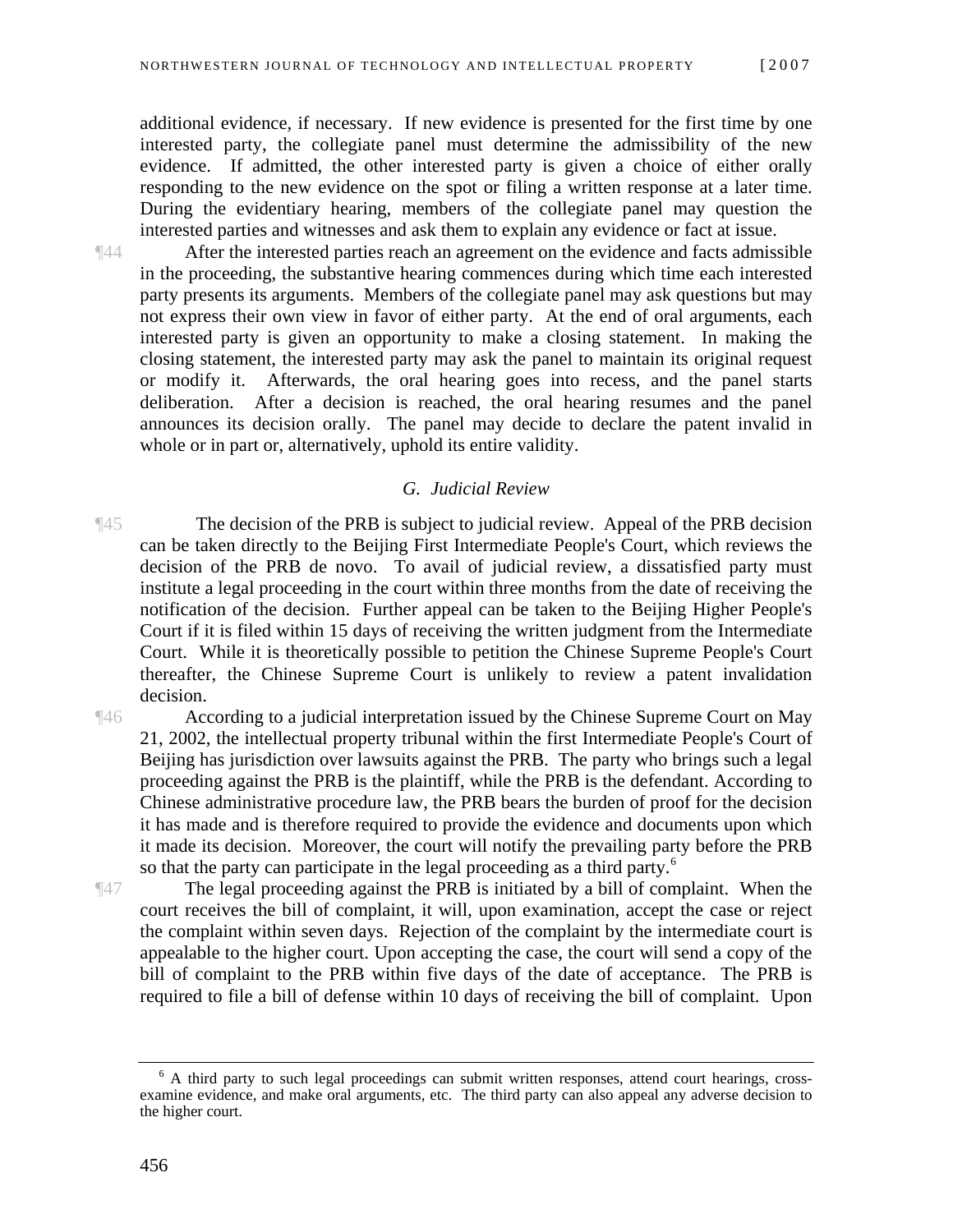additional evidence, if necessary. If new evidence is presented for the first time by one interested party, the collegiate panel must determine the admissibility of the new evidence. If admitted, the other interested party is given a choice of either orally responding to the new evidence on the spot or filing a written response at a later time. During the evidentiary hearing, members of the collegiate panel may question the interested parties and witnesses and ask them to explain any evidence or fact at issue.

¶44 After the interested parties reach an agreement on the evidence and facts admissible in the proceeding, the substantive hearing commences during which time each interested party presents its arguments. Members of the collegiate panel may ask questions but may not express their own view in favor of either party. At the end of oral arguments, each interested party is given an opportunity to make a closing statement. In making the closing statement, the interested party may ask the panel to maintain its original request or modify it. Afterwards, the oral hearing goes into recess, and the panel starts deliberation. After a decision is reached, the oral hearing resumes and the panel announces its decision orally. The panel may decide to declare the patent invalid in whole or in part or, alternatively, uphold its entire validity.

### *G. Judicial Review*

¶45 The decision of the PRB is subject to judicial review. Appeal of the PRB decision can be taken directly to the Beijing First Intermediate People's Court, which reviews the decision of the PRB de novo. To avail of judicial review, a dissatisfied party must institute a legal proceeding in the court within three months from the date of receiving the notification of the decision. Further appeal can be taken to the Beijing Higher People's Court if it is filed within 15 days of receiving the written judgment from the Intermediate Court. While it is theoretically possible to petition the Chinese Supreme People's Court thereafter, the Chinese Supreme Court is unlikely to review a patent invalidation decision.

¶46 According to a judicial interpretation issued by the Chinese Supreme Court on May 21, 2002, the intellectual property tribunal within the first Intermediate People's Court of Beijing has jurisdiction over lawsuits against the PRB. The party who brings such a legal proceeding against the PRB is the plaintiff, while the PRB is the defendant. According to Chinese administrative procedure law, the PRB bears the burden of proof for the decision it has made and is therefore required to provide the evidence and documents upon which it made its decision. Moreover, the court will notify the prevailing party before the PRB so that the party can participate in the legal proceeding as a third party.[6]

¶47 The legal proceeding against the PRB is initiated by a bill of complaint. When the court receives the bill of complaint, it will, upon examination, accept the case or reject the complaint within seven days. Rejection of the complaint by the intermediate court is appealable to the higher court. Upon accepting the case, the court will send a copy of the bill of complaint to the PRB within five days of the date of acceptance. The PRB is required to file a bill of defense within 10 days of receiving the bill of complaint. Upon

---

[6] A third party to such legal proceedings can submit written responses, attend court hearings, cross-examine evidence, and make oral arguments, etc. The third party can also appeal any adverse decision to the higher court.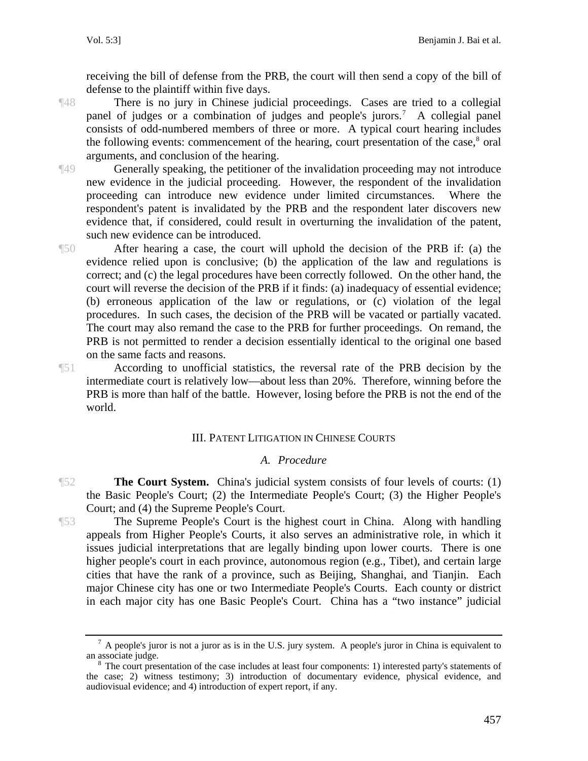receiving the bill of defense from the PRB, the court will then send a copy of the bill of defense to the plaintiff within five days.

¶48 There is no jury in Chinese judicial proceedings. Cases are tried to a collegial panel of judges or a combination of judges and people's jurors.[7] A collegial panel consists of odd-numbered members of three or more. A typical court hearing includes the following events: commencement of the hearing, court presentation of the case,[8] oral arguments, and conclusion of the hearing.

¶49 Generally speaking, the petitioner of the invalidation proceeding may not introduce new evidence in the judicial proceeding. However, the respondent of the invalidation proceeding can introduce new evidence under limited circumstances. Where the respondent's patent is invalidated by the PRB and the respondent later discovers new evidence that, if considered, could result in overturning the invalidation of the patent, such new evidence can be introduced.

¶50 After hearing a case, the court will uphold the decision of the PRB if: (a) the evidence relied upon is conclusive; (b) the application of the law and regulations is correct; and (c) the legal procedures have been correctly followed. On the other hand, the court will reverse the decision of the PRB if it finds: (a) inadequacy of essential evidence; (b) erroneous application of the law or regulations, or (c) violation of the legal procedures. In such cases, the decision of the PRB will be vacated or partially vacated. The court may also remand the case to the PRB for further proceedings. On remand, the PRB is not permitted to render a decision essentially identical to the original one based on the same facts and reasons.

¶51 According to unofficial statistics, the reversal rate of the PRB decision by the intermediate court is relatively low—about less than 20%. Therefore, winning before the PRB is more than half of the battle. However, losing before the PRB is not the end of the world.

## III. Patent Litigation in Chinese Courts

### *A. Procedure*

¶52 **The Court System.** China's judicial system consists of four levels of courts: (1) the Basic People's Court; (2) the Intermediate People's Court; (3) the Higher People's Court; and (4) the Supreme People's Court.

¶53 The Supreme People's Court is the highest court in China. Along with handling appeals from Higher People's Courts, it also serves an administrative role, in which it issues judicial interpretations that are legally binding upon lower courts. There is one higher people's court in each province, autonomous region (e.g., Tibet), and certain large cities that have the rank of a province, such as Beijing, Shanghai, and Tianjin. Each major Chinese city has one or two Intermediate People's Courts. Each county or district in each major city has one Basic People's Court. China has a "two instance" judicial

---

[7] A people's juror is not a juror as is in the U.S. jury system. A people's juror in China is equivalent to an associate judge.

[8] The court presentation of the case includes at least four components: 1) interested party's statements of the case; 2) witness testimony; 3) introduction of documentary evidence, physical evidence, and audiovisual evidence; and 4) introduction of expert report, if any.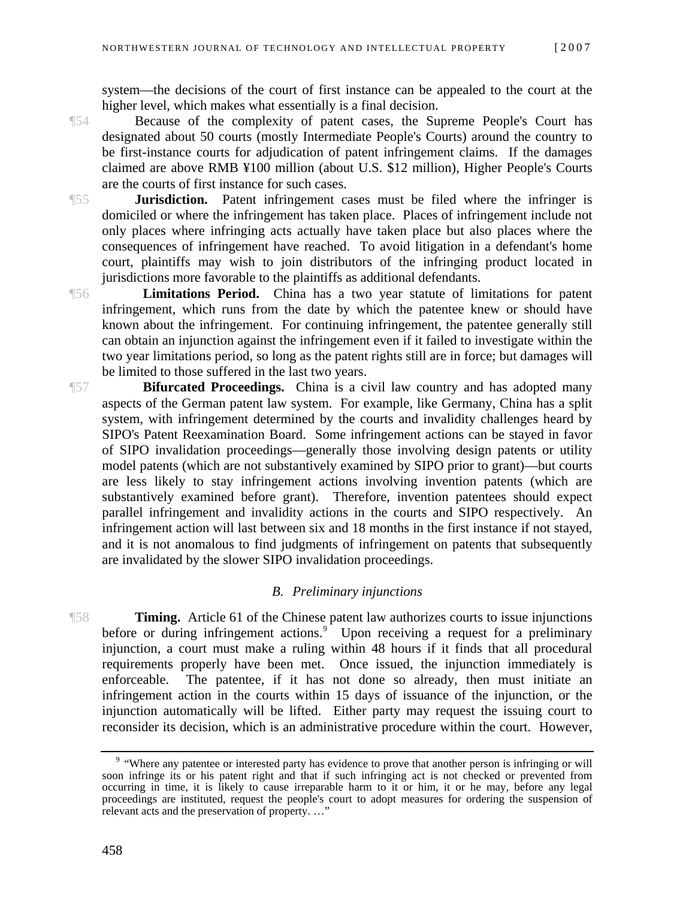system—the decisions of the court of first instance can be appealed to the court at the higher level, which makes what essentially is a final decision.

¶54 Because of the complexity of patent cases, the Supreme People's Court has designated about 50 courts (mostly Intermediate People's Courts) around the country to be first-instance courts for adjudication of patent infringement claims. If the damages claimed are above RMB ¥100 million (about U.S. $12 million), Higher People's Courts are the courts of first instance for such cases.

¶55 **Jurisdiction.** Patent infringement cases must be filed where the infringer is domiciled or where the infringement has taken place. Places of infringement include not only places where infringing acts actually have taken place but also places where the consequences of infringement have reached. To avoid litigation in a defendant's home court, plaintiffs may wish to join distributors of the infringing product located in jurisdictions more favorable to the plaintiffs as additional defendants.

¶56 **Limitations Period.** China has a two year statute of limitations for patent infringement, which runs from the date by which the patentee knew or should have known about the infringement. For continuing infringement, the patentee generally still can obtain an injunction against the infringement even if it failed to investigate within the two year limitations period, so long as the patent rights still are in force; but damages will be limited to those suffered in the last two years.

¶57 **Bifurcated Proceedings.** China is a civil law country and has adopted many aspects of the German patent law system. For example, like Germany, China has a split system, with infringement determined by the courts and invalidity challenges heard by SIPO's Patent Reexamination Board. Some infringement actions can be stayed in favor of SIPO invalidation proceedings—generally those involving design patents or utility model patents (which are not substantively examined by SIPO prior to grant)—but courts are less likely to stay infringement actions involving invention patents (which are substantively examined before grant). Therefore, invention patentees should expect parallel infringement and invalidity actions in the courts and SIPO respectively. An infringement action will last between six and 18 months in the first instance if not stayed, and it is not anomalous to find judgments of infringement on patents that subsequently are invalidated by the slower SIPO invalidation proceedings.

### *B. Preliminary injunctions*

¶58 **Timing.** Article 61 of the Chinese patent law authorizes courts to issue injunctions before or during infringement actions.[9] Upon receiving a request for a preliminary injunction, a court must make a ruling within 48 hours if it finds that all procedural requirements properly have been met. Once issued, the injunction immediately is enforceable. The patentee, if it has not done so already, then must initiate an infringement action in the courts within 15 days of issuance of the injunction, or the injunction automatically will be lifted. Either party may request the issuing court to reconsider its decision, which is an administrative procedure within the court. However,

[9] "Where any patentee or interested party has evidence to prove that another person is infringing or will soon infringe its or his patent right and that if such infringing act is not checked or prevented from occurring in time, it is likely to cause irreparable harm to it or him, it or he may, before any legal proceedings are instituted, request the people's court to adopt measures for ordering the suspension of relevant acts and the preservation of property. …"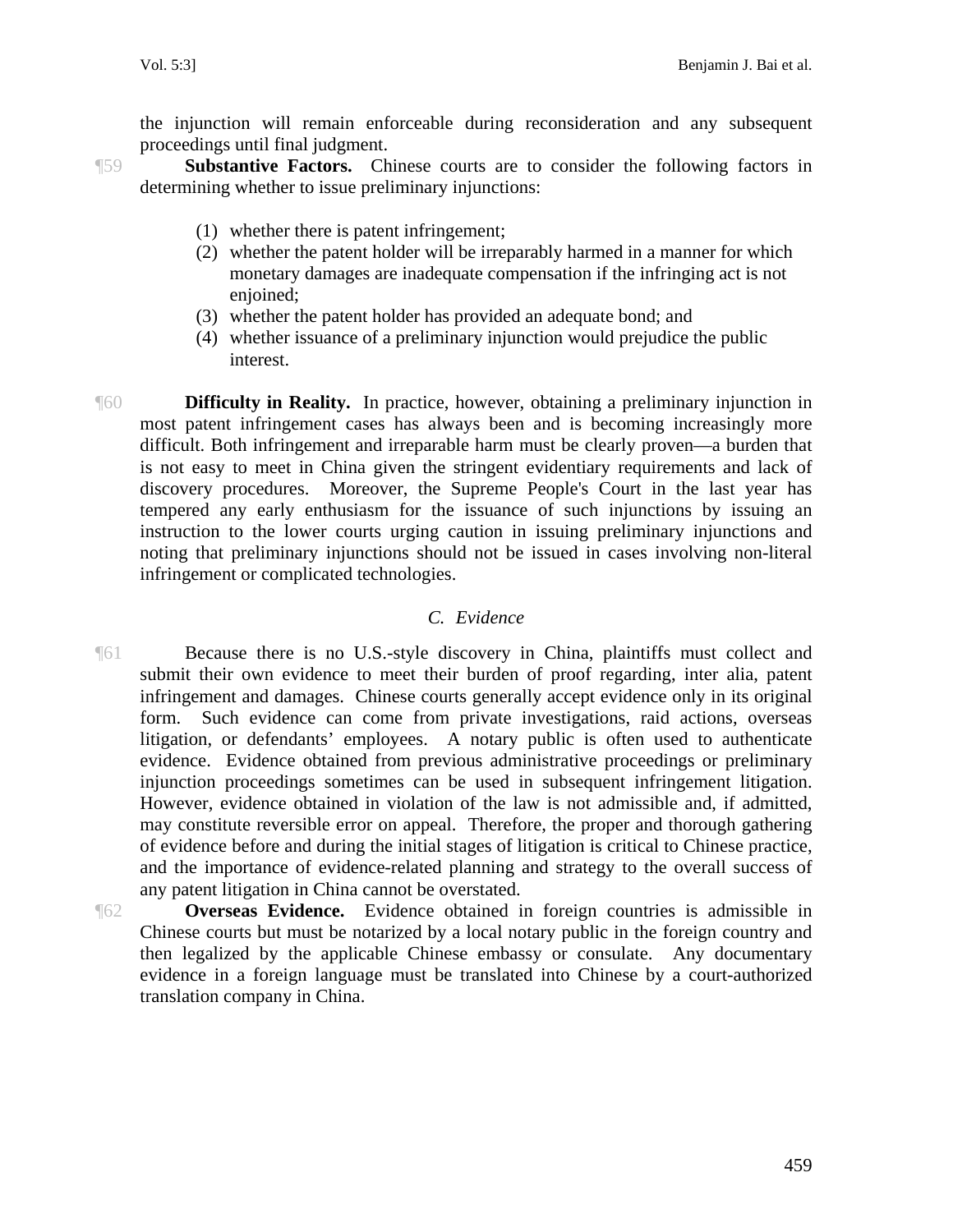the injunction will remain enforceable during reconsideration and any subsequent proceedings until final judgment.

¶59 **Substantive Factors.** Chinese courts are to consider the following factors in determining whether to issue preliminary injunctions:

(1) whether there is patent infringement;
(2) whether the patent holder will be irreparably harmed in a manner for which monetary damages are inadequate compensation if the infringing act is not enjoined;
(3) whether the patent holder has provided an adequate bond; and
(4) whether issuance of a preliminary injunction would prejudice the public interest.

¶60 **Difficulty in Reality.** In practice, however, obtaining a preliminary injunction in most patent infringement cases has always been and is becoming increasingly more difficult. Both infringement and irreparable harm must be clearly proven—a burden that is not easy to meet in China given the stringent evidentiary requirements and lack of discovery procedures. Moreover, the Supreme People's Court in the last year has tempered any early enthusiasm for the issuance of such injunctions by issuing an instruction to the lower courts urging caution in issuing preliminary injunctions and noting that preliminary injunctions should not be issued in cases involving non-literal infringement or complicated technologies.

### *C. Evidence*

¶61 Because there is no U.S.-style discovery in China, plaintiffs must collect and submit their own evidence to meet their burden of proof regarding, inter alia, patent infringement and damages. Chinese courts generally accept evidence only in its original form. Such evidence can come from private investigations, raid actions, overseas litigation, or defendants' employees. A notary public is often used to authenticate evidence. Evidence obtained from previous administrative proceedings or preliminary injunction proceedings sometimes can be used in subsequent infringement litigation. However, evidence obtained in violation of the law is not admissible and, if admitted, may constitute reversible error on appeal. Therefore, the proper and thorough gathering of evidence before and during the initial stages of litigation is critical to Chinese practice, and the importance of evidence-related planning and strategy to the overall success of any patent litigation in China cannot be overstated.

¶62 **Overseas Evidence.** Evidence obtained in foreign countries is admissible in Chinese courts but must be notarized by a local notary public in the foreign country and then legalized by the applicable Chinese embassy or consulate. Any documentary evidence in a foreign language must be translated into Chinese by a court-authorized translation company in China.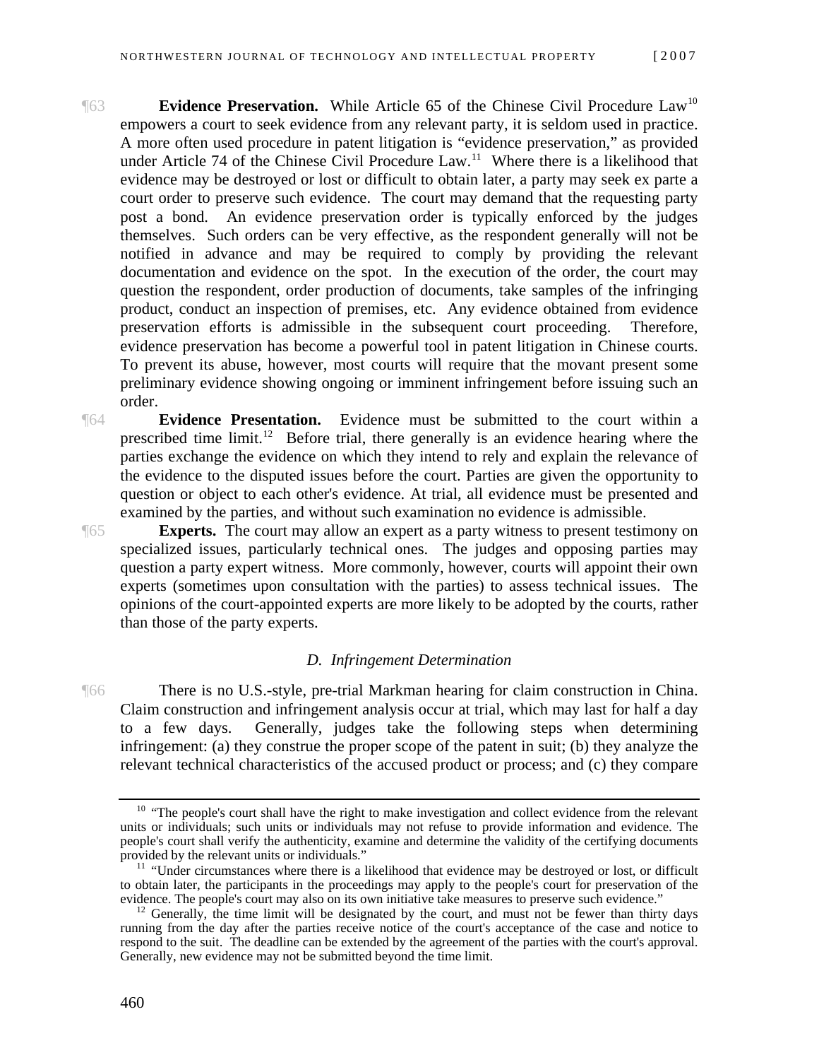¶63 **Evidence Preservation.** While Article 65 of the Chinese Civil Procedure Law[10] empowers a court to seek evidence from any relevant party, it is seldom used in practice. A more often used procedure in patent litigation is "evidence preservation," as provided under Article 74 of the Chinese Civil Procedure Law.[11] Where there is a likelihood that evidence may be destroyed or lost or difficult to obtain later, a party may seek ex parte a court order to preserve such evidence. The court may demand that the requesting party post a bond. An evidence preservation order is typically enforced by the judges themselves. Such orders can be very effective, as the respondent generally will not be notified in advance and may be required to comply by providing the relevant documentation and evidence on the spot. In the execution of the order, the court may question the respondent, order production of documents, take samples of the infringing product, conduct an inspection of premises, etc. Any evidence obtained from evidence preservation efforts is admissible in the subsequent court proceeding. Therefore, evidence preservation has become a powerful tool in patent litigation in Chinese courts. To prevent its abuse, however, most courts will require that the movant present some preliminary evidence showing ongoing or imminent infringement before issuing such an order.

¶64 **Evidence Presentation.** Evidence must be submitted to the court within a prescribed time limit.[12] Before trial, there generally is an evidence hearing where the parties exchange the evidence on which they intend to rely and explain the relevance of the evidence to the disputed issues before the court. Parties are given the opportunity to question or object to each other's evidence. At trial, all evidence must be presented and examined by the parties, and without such examination no evidence is admissible.

¶65 **Experts.** The court may allow an expert as a party witness to present testimony on specialized issues, particularly technical ones. The judges and opposing parties may question a party expert witness. More commonly, however, courts will appoint their own experts (sometimes upon consultation with the parties) to assess technical issues. The opinions of the court-appointed experts are more likely to be adopted by the courts, rather than those of the party experts.

### *D. Infringement Determination*

¶66 There is no U.S.-style, pre-trial Markman hearing for claim construction in China. Claim construction and infringement analysis occur at trial, which may last for half a day to a few days. Generally, judges take the following steps when determining infringement: (a) they construe the proper scope of the patent in suit; (b) they analyze the relevant technical characteristics of the accused product or process; and (c) they compare

---

[10] "The people's court shall have the right to make investigation and collect evidence from the relevant units or individuals; such units or individuals may not refuse to provide information and evidence. The people's court shall verify the authenticity, examine and determine the validity of the certifying documents provided by the relevant units or individuals."

[11] "Under circumstances where there is a likelihood that evidence may be destroyed or lost, or difficult to obtain later, the participants in the proceedings may apply to the people's court for preservation of the evidence. The people's court may also on its own initiative take measures to preserve such evidence."

[12] Generally, the time limit will be designated by the court, and must not be fewer than thirty days running from the day after the parties receive notice of the court's acceptance of the case and notice to respond to the suit. The deadline can be extended by the agreement of the parties with the court's approval. Generally, new evidence may not be submitted beyond the time limit.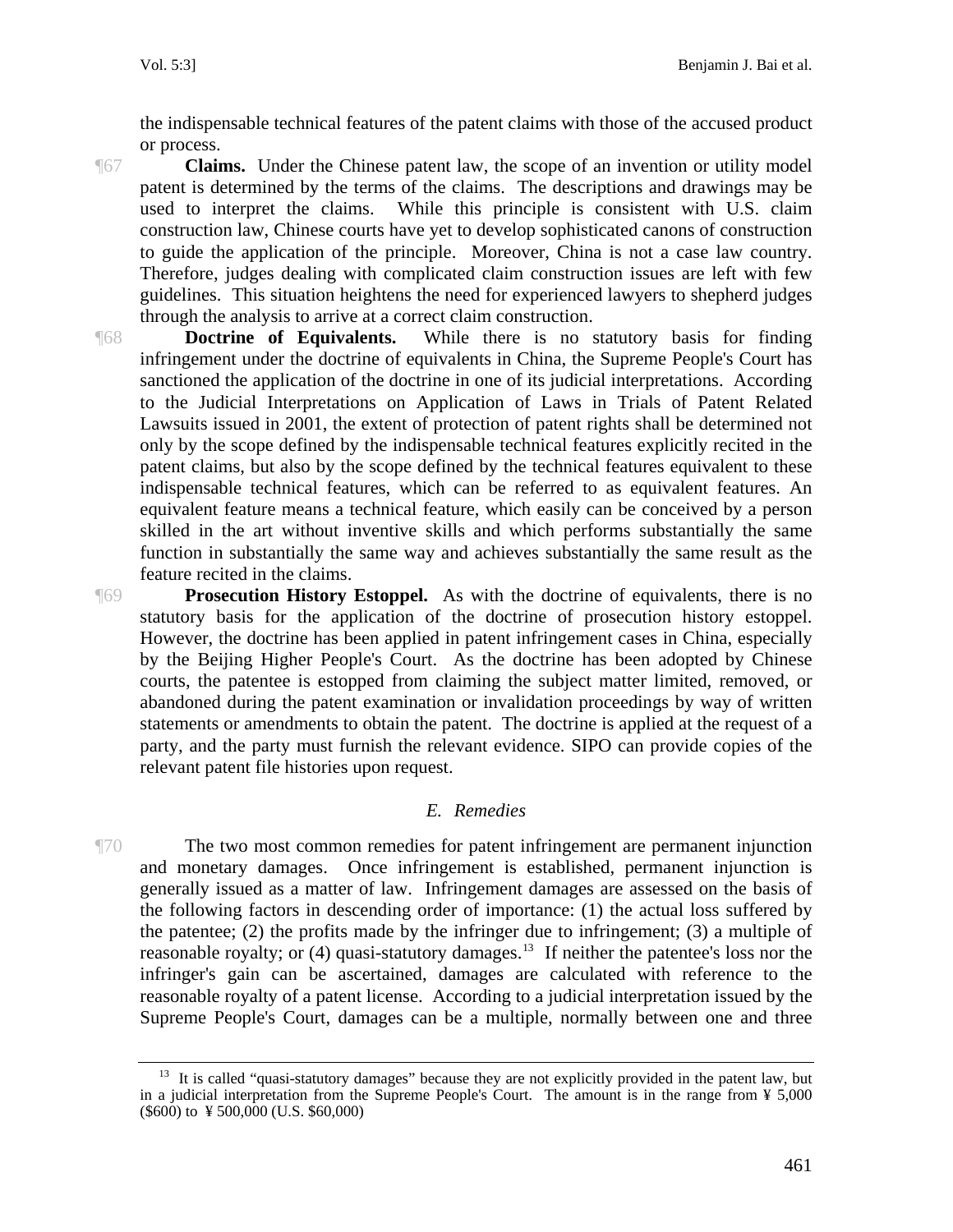the indispensable technical features of the patent claims with those of the accused product or process.

¶67 **Claims.** Under the Chinese patent law, the scope of an invention or utility model patent is determined by the terms of the claims. The descriptions and drawings may be used to interpret the claims. While this principle is consistent with U.S. claim construction law, Chinese courts have yet to develop sophisticated canons of construction to guide the application of the principle. Moreover, China is not a case law country. Therefore, judges dealing with complicated claim construction issues are left with few guidelines. This situation heightens the need for experienced lawyers to shepherd judges through the analysis to arrive at a correct claim construction.

¶68 **Doctrine of Equivalents.** While there is no statutory basis for finding infringement under the doctrine of equivalents in China, the Supreme People's Court has sanctioned the application of the doctrine in one of its judicial interpretations. According to the Judicial Interpretations on Application of Laws in Trials of Patent Related Lawsuits issued in 2001, the extent of protection of patent rights shall be determined not only by the scope defined by the indispensable technical features explicitly recited in the patent claims, but also by the scope defined by the technical features equivalent to these indispensable technical features, which can be referred to as equivalent features. An equivalent feature means a technical feature, which easily can be conceived by a person skilled in the art without inventive skills and which performs substantially the same function in substantially the same way and achieves substantially the same result as the feature recited in the claims.

¶69 **Prosecution History Estoppel.** As with the doctrine of equivalents, there is no statutory basis for the application of the doctrine of prosecution history estoppel. However, the doctrine has been applied in patent infringement cases in China, especially by the Beijing Higher People's Court. As the doctrine has been adopted by Chinese courts, the patentee is estopped from claiming the subject matter limited, removed, or abandoned during the patent examination or invalidation proceedings by way of written statements or amendments to obtain the patent. The doctrine is applied at the request of a party, and the party must furnish the relevant evidence. SIPO can provide copies of the relevant patent file histories upon request.

### *E. Remedies*

¶70 The two most common remedies for patent infringement are permanent injunction and monetary damages. Once infringement is established, permanent injunction is generally issued as a matter of law. Infringement damages are assessed on the basis of the following factors in descending order of importance: (1) the actual loss suffered by the patentee; (2) the profits made by the infringer due to infringement; (3) a multiple of reasonable royalty; or (4) quasi-statutory damages.[13] If neither the patentee's loss nor the infringer's gain can be ascertained, damages are calculated with reference to the reasonable royalty of a patent license. According to a judicial interpretation issued by the Supreme People's Court, damages can be a multiple, normally between one and three

---

[13] It is called "quasi-statutory damages" because they are not explicitly provided in the patent law, but in a judicial interpretation from the Supreme People's Court. The amount is in the range from ¥ 5,000 ($600) to ¥ 500,000 (U.S. $60,000)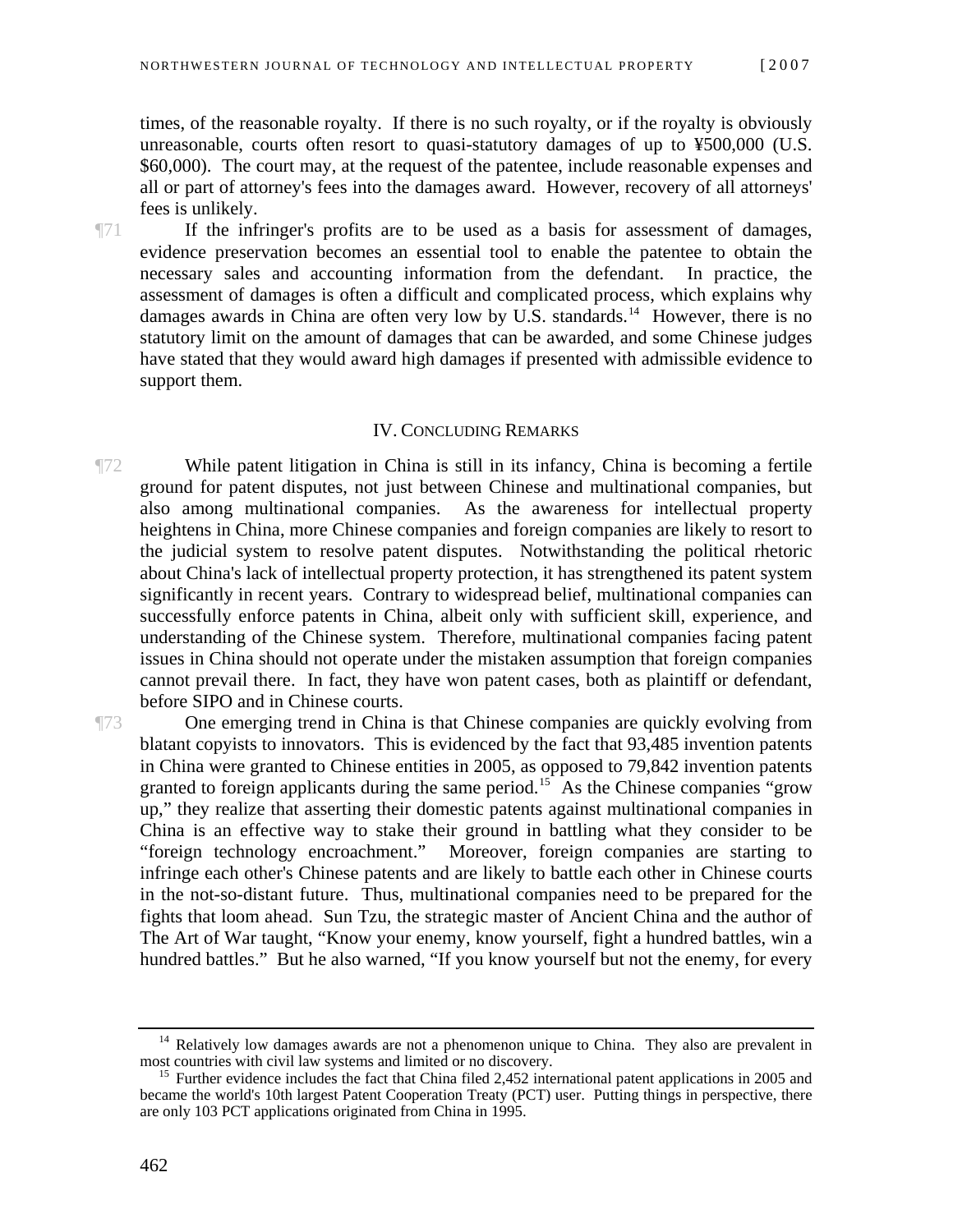times, of the reasonable royalty. If there is no such royalty, or if the royalty is obviously unreasonable, courts often resort to quasi-statutory damages of up to ¥500,000 (U.S. $60,000). The court may, at the request of the patentee, include reasonable expenses and all or part of attorney's fees into the damages award. However, recovery of all attorneys' fees is unlikely.

¶71 If the infringer's profits are to be used as a basis for assessment of damages, evidence preservation becomes an essential tool to enable the patentee to obtain the necessary sales and accounting information from the defendant. In practice, the assessment of damages is often a difficult and complicated process, which explains why damages awards in China are often very low by U.S. standards.[14] However, there is no statutory limit on the amount of damages that can be awarded, and some Chinese judges have stated that they would award high damages if presented with admissible evidence to support them.

## IV. Concluding Remarks

¶72 While patent litigation in China is still in its infancy, China is becoming a fertile ground for patent disputes, not just between Chinese and multinational companies, but also among multinational companies. As the awareness for intellectual property heightens in China, more Chinese companies and foreign companies are likely to resort to the judicial system to resolve patent disputes. Notwithstanding the political rhetoric about China's lack of intellectual property protection, it has strengthened its patent system significantly in recent years. Contrary to widespread belief, multinational companies can successfully enforce patents in China, albeit only with sufficient skill, experience, and understanding of the Chinese system. Therefore, multinational companies facing patent issues in China should not operate under the mistaken assumption that foreign companies cannot prevail there. In fact, they have won patent cases, both as plaintiff or defendant, before SIPO and in Chinese courts.

¶73 One emerging trend in China is that Chinese companies are quickly evolving from blatant copyists to innovators. This is evidenced by the fact that 93,485 invention patents in China were granted to Chinese entities in 2005, as opposed to 79,842 invention patents granted to foreign applicants during the same period.[15] As the Chinese companies "grow up," they realize that asserting their domestic patents against multinational companies in China is an effective way to stake their ground in battling what they consider to be "foreign technology encroachment." Moreover, foreign companies are starting to infringe each other's Chinese patents and are likely to battle each other in Chinese courts in the not-so-distant future. Thus, multinational companies need to be prepared for the fights that loom ahead. Sun Tzu, the strategic master of Ancient China and the author of The Art of War taught, "Know your enemy, know yourself, fight a hundred battles, win a hundred battles." But he also warned, "If you know yourself but not the enemy, for every

---

[14] Relatively low damages awards are not a phenomenon unique to China. They also are prevalent in most countries with civil law systems and limited or no discovery.

[15] Further evidence includes the fact that China filed 2,452 international patent applications in 2005 and became the world's 10th largest Patent Cooperation Treaty (PCT) user. Putting things in perspective, there are only 103 PCT applications originated from China in 1995.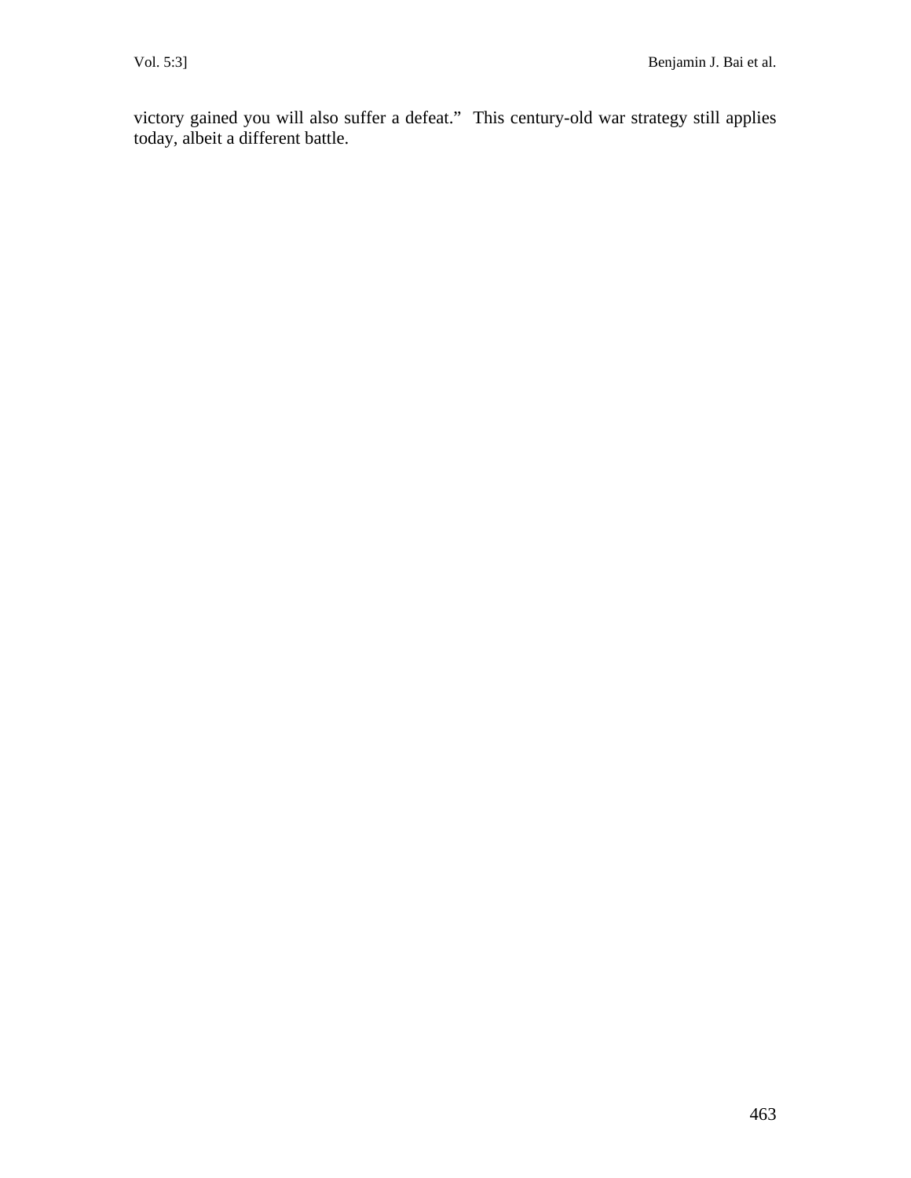victory gained you will also suffer a defeat." This century-old war strategy still applies today, albeit a different battle.